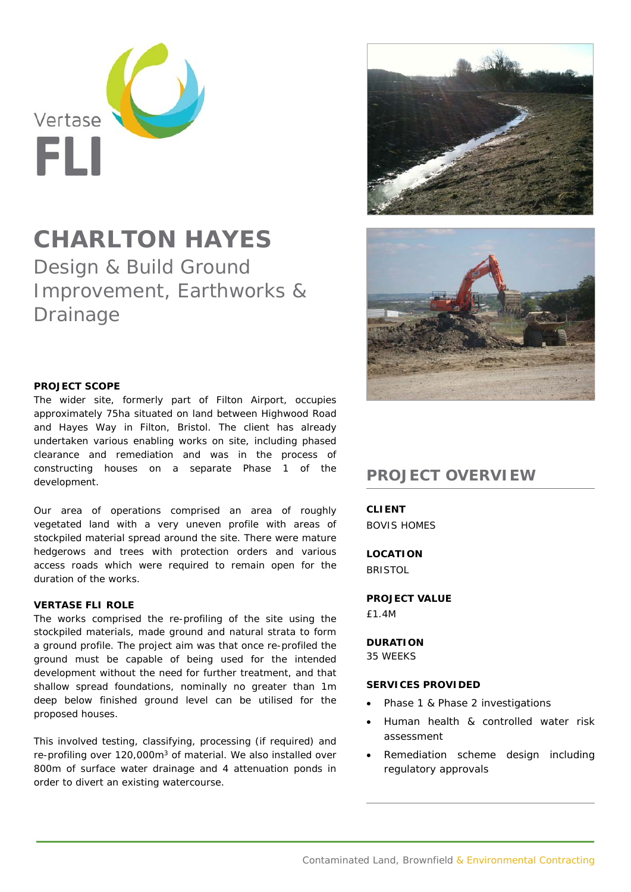Vertase FLI

# CHARLTON HAYES

## Design & Build Ground Improvement, Earthworks & Drainage

**PROJECT SCOPE**

The wider site, formerly part of Filton Airport, occupies approximately 75ha situated on land between Highwood Road and Hayes Way in Filton, Bristol. The client has already undertaken various enabling works on site, including phased clearance and remediation and was in the process of constructing houses on a separate Phase 1 of the development.

Our area of operations comprised an area of roughly vegetated land with a very uneven profile with areas of stockpiled material spread around the site. There were mature hedgerows and trees with protection orders and various access roads which were required to remain open for the duration of the works.

**VERTASE FLI ROLE**

The works comprised the re-profiling of the site using the stockpiled materials, made ground and natural strata to form a ground profile. The project aim was that once re-profiled the ground must be capable of being used for the intended development without the need for further treatment, and that shallow spread foundations, nominally no greater than 1m deep below finished ground level can be utilised for the proposed houses.

This involved testing, classifying, processing (if required) and re-profiling over 120,000m$^3$ of material. We also installed over 800m of surface water drainage and 4 attenuation ponds in order to divert an existing watercourse.

## PROJECT OVERVIEW

**CLIENT**
BOVIS HOMES

**LOCATION**
BRISTOL

**PROJECT VALUE**
£1.4M

**DURATION**
35 WEEKS

**SERVICES PROVIDED**

- Phase 1 & Phase 2 investigations
- Human health & controlled water risk assessment
- Remediation scheme design including regulatory approvals

Contaminated Land, Brownfield & Environmental Contracting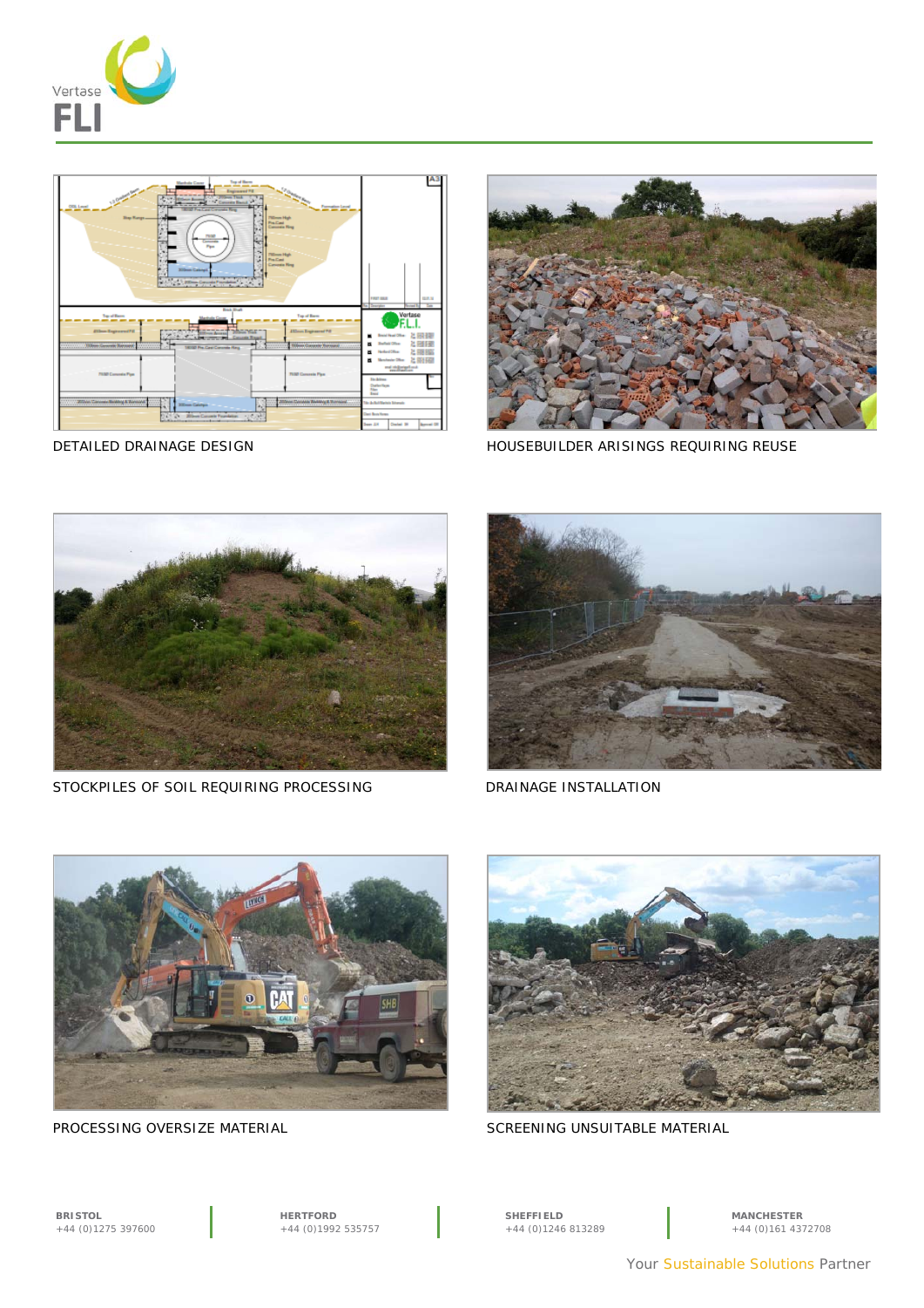DETAILED DRAINAGE DESIGN

HOUSEBUILDER ARISINGS REQUIRING REUSE

STOCKPILES OF SOIL REQUIRING PROCESSING

DRAINAGE INSTALLATION

PROCESSING OVERSIZE MATERIAL

SCREENING UNSUITABLE MATERIAL

**BRISTOL**
+44 (0)1275 397600

**HERTFORD**
+44 (0)1992 535757

**SHEFFIELD**
+44 (0)1246 813289

**MANCHESTER**
+44 (0)161 4372708

Your Sustainable Solutions Partner